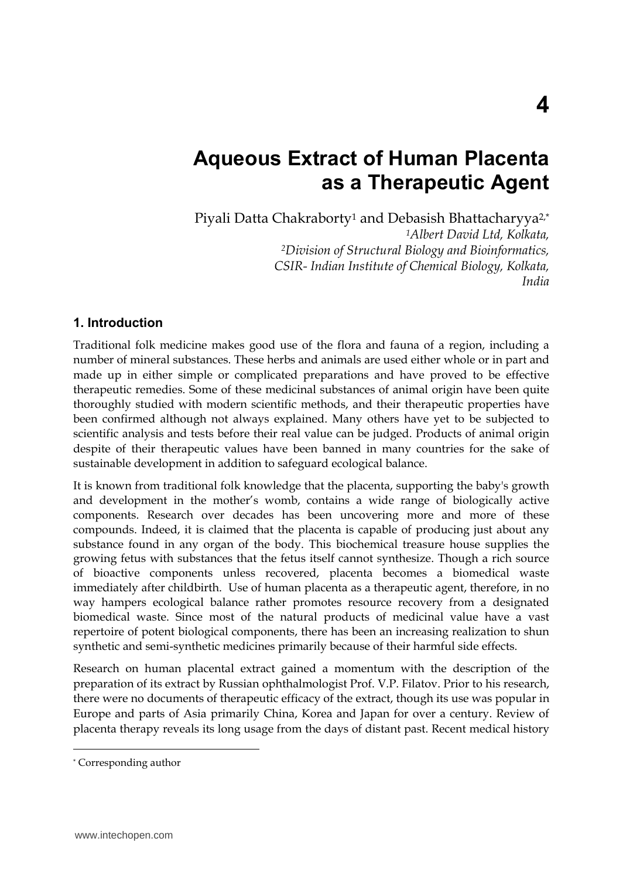# 4

# Aqueous Extract of Human Placenta as a Therapeutic Agent

Piyali Datta Chakraborty[1] and Debasish Bhattacharyya[2,*]

*[1]Albert David Ltd, Kolkata,*
*[2]Division of Structural Biology and Bioinformatics, CSIR- Indian Institute of Chemical Biology, Kolkata, India*

## 1. Introduction

Traditional folk medicine makes good use of the flora and fauna of a region, including a number of mineral substances. These herbs and animals are used either whole or in part and made up in either simple or complicated preparations and have proved to be effective therapeutic remedies. Some of these medicinal substances of animal origin have been quite thoroughly studied with modern scientific methods, and their therapeutic properties have been confirmed although not always explained. Many others have yet to be subjected to scientific analysis and tests before their real value can be judged. Products of animal origin despite of their therapeutic values have been banned in many countries for the sake of sustainable development in addition to safeguard ecological balance.

It is known from traditional folk knowledge that the placenta, supporting the baby's growth and development in the mother's womb, contains a wide range of biologically active components. Research over decades has been uncovering more and more of these compounds. Indeed, it is claimed that the placenta is capable of producing just about any substance found in any organ of the body. This biochemical treasure house supplies the growing fetus with substances that the fetus itself cannot synthesize. Though a rich source of bioactive components unless recovered, placenta becomes a biomedical waste immediately after childbirth. Use of human placenta as a therapeutic agent, therefore, in no way hampers ecological balance rather promotes resource recovery from a designated biomedical waste. Since most of the natural products of medicinal value have a vast repertoire of potent biological components, there has been an increasing realization to shun synthetic and semi-synthetic medicines primarily because of their harmful side effects.

Research on human placental extract gained a momentum with the description of the preparation of its extract by Russian ophthalmologist Prof. V.P. Filatov. Prior to his research, there were no documents of therapeutic efficacy of the extract, though its use was popular in Europe and parts of Asia primarily China, Korea and Japan for over a century. Review of placenta therapy reveals its long usage from the days of distant past. Recent medical history

[*] Corresponding author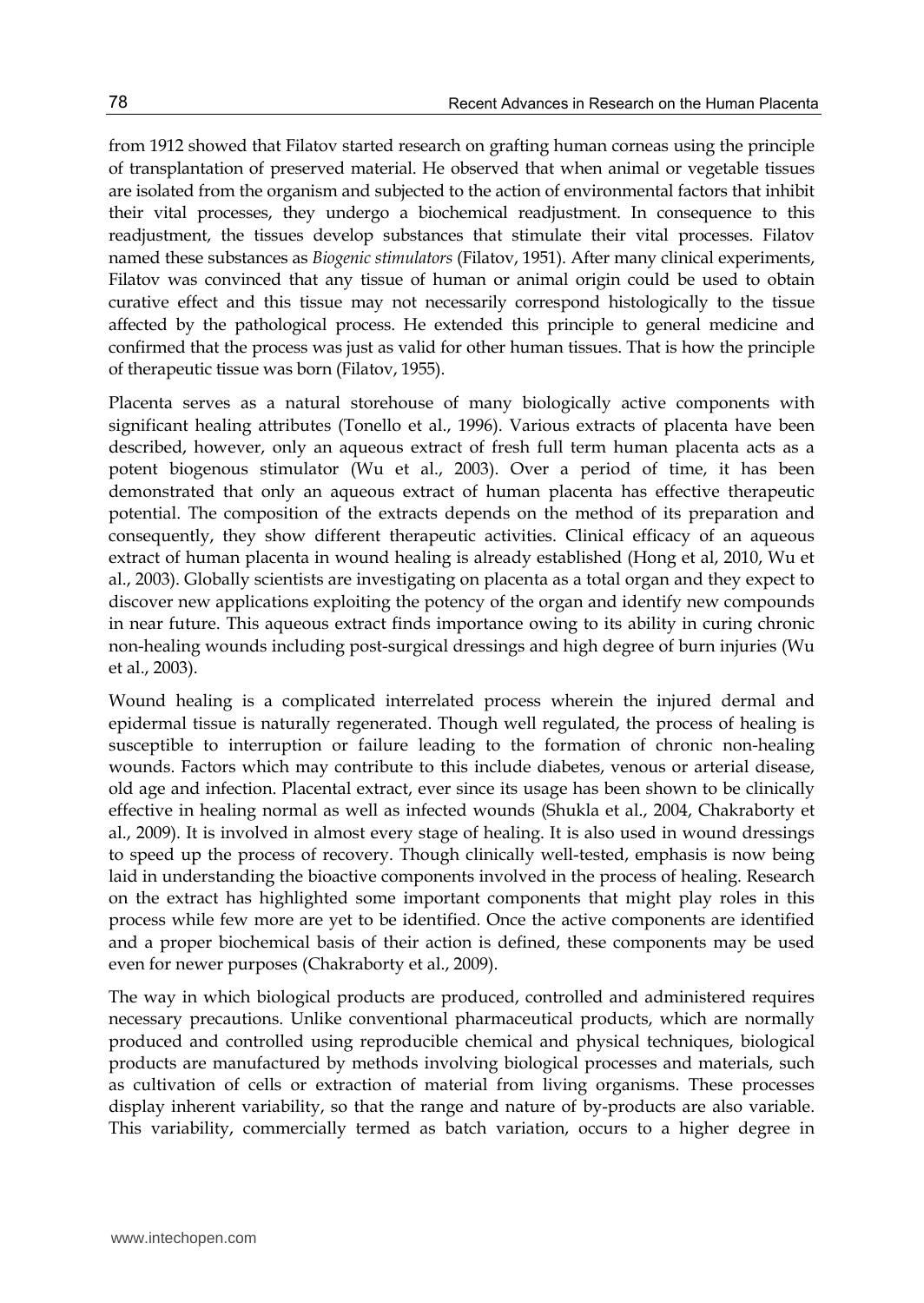from 1912 showed that Filatov started research on grafting human corneas using the principle of transplantation of preserved material. He observed that when animal or vegetable tissues are isolated from the organism and subjected to the action of environmental factors that inhibit their vital processes, they undergo a biochemical readjustment. In consequence to this readjustment, the tissues develop substances that stimulate their vital processes. Filatov named these substances as *Biogenic stimulators* (Filatov, 1951). After many clinical experiments, Filatov was convinced that any tissue of human or animal origin could be used to obtain curative effect and this tissue may not necessarily correspond histologically to the tissue affected by the pathological process. He extended this principle to general medicine and confirmed that the process was just as valid for other human tissues. That is how the principle of therapeutic tissue was born (Filatov, 1955).

Placenta serves as a natural storehouse of many biologically active components with significant healing attributes (Tonello et al., 1996). Various extracts of placenta have been described, however, only an aqueous extract of fresh full term human placenta acts as a potent biogenous stimulator (Wu et al., 2003). Over a period of time, it has been demonstrated that only an aqueous extract of human placenta has effective therapeutic potential. The composition of the extracts depends on the method of its preparation and consequently, they show different therapeutic activities. Clinical efficacy of an aqueous extract of human placenta in wound healing is already established (Hong et al, 2010, Wu et al., 2003). Globally scientists are investigating on placenta as a total organ and they expect to discover new applications exploiting the potency of the organ and identify new compounds in near future. This aqueous extract finds importance owing to its ability in curing chronic non-healing wounds including post-surgical dressings and high degree of burn injuries (Wu et al., 2003).

Wound healing is a complicated interrelated process wherein the injured dermal and epidermal tissue is naturally regenerated. Though well regulated, the process of healing is susceptible to interruption or failure leading to the formation of chronic non-healing wounds. Factors which may contribute to this include diabetes, venous or arterial disease, old age and infection. Placental extract, ever since its usage has been shown to be clinically effective in healing normal as well as infected wounds (Shukla et al., 2004, Chakraborty et al., 2009). It is involved in almost every stage of healing. It is also used in wound dressings to speed up the process of recovery. Though clinically well-tested, emphasis is now being laid in understanding the bioactive components involved in the process of healing. Research on the extract has highlighted some important components that might play roles in this process while few more are yet to be identified. Once the active components are identified and a proper biochemical basis of their action is defined, these components may be used even for newer purposes (Chakraborty et al., 2009).

The way in which biological products are produced, controlled and administered requires necessary precautions. Unlike conventional pharmaceutical products, which are normally produced and controlled using reproducible chemical and physical techniques, biological products are manufactured by methods involving biological processes and materials, such as cultivation of cells or extraction of material from living organisms. These processes display inherent variability, so that the range and nature of by-products are also variable. This variability, commercially termed as batch variation, occurs to a higher degree in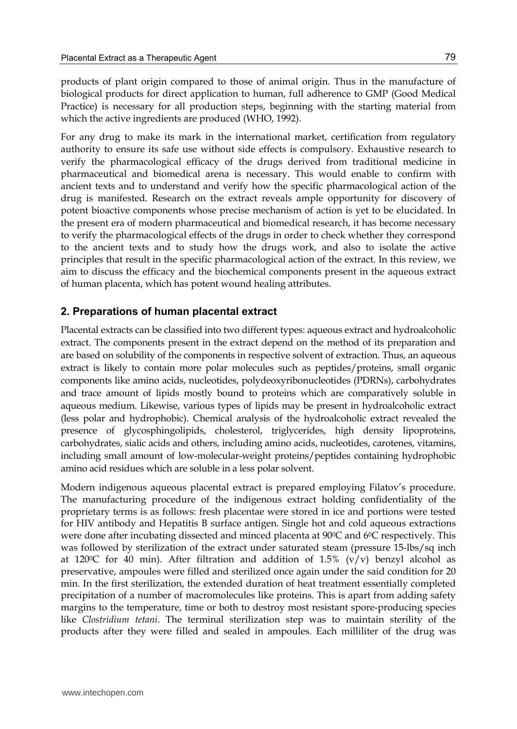products of plant origin compared to those of animal origin. Thus in the manufacture of biological products for direct application to human, full adherence to GMP (Good Medical Practice) is necessary for all production steps, beginning with the starting material from which the active ingredients are produced (WHO, 1992).

For any drug to make its mark in the international market, certification from regulatory authority to ensure its safe use without side effects is compulsory. Exhaustive research to verify the pharmacological efficacy of the drugs derived from traditional medicine in pharmaceutical and biomedical arena is necessary. This would enable to confirm with ancient texts and to understand and verify how the specific pharmacological action of the drug is manifested. Research on the extract reveals ample opportunity for discovery of potent bioactive components whose precise mechanism of action is yet to be elucidated. In the present era of modern pharmaceutical and biomedical research, it has become necessary to verify the pharmacological effects of the drugs in order to check whether they correspond to the ancient texts and to study how the drugs work, and also to isolate the active principles that result in the specific pharmacological action of the extract. In this review, we aim to discuss the efficacy and the biochemical components present in the aqueous extract of human placenta, which has potent wound healing attributes.

## 2. Preparations of human placental extract

Placental extracts can be classified into two different types: aqueous extract and hydroalcoholic extract. The components present in the extract depend on the method of its preparation and are based on solubility of the components in respective solvent of extraction. Thus, an aqueous extract is likely to contain more polar molecules such as peptides/proteins, small organic components like amino acids, nucleotides, polydeoxyribonucleotides (PDRNs), carbohydrates and trace amount of lipids mostly bound to proteins which are comparatively soluble in aqueous medium. Likewise, various types of lipids may be present in hydroalcoholic extract (less polar and hydrophobic). Chemical analysis of the hydroalcoholic extract revealed the presence of glycosphingolipids, cholesterol, triglycerides, high density lipoproteins, carbohydrates, sialic acids and others, including amino acids, nucleotides, carotenes, vitamins, including small amount of low-molecular-weight proteins/peptides containing hydrophobic amino acid residues which are soluble in a less polar solvent.

Modern indigenous aqueous placental extract is prepared employing Filatov's procedure. The manufacturing procedure of the indigenous extract holding confidentiality of the proprietary terms is as follows: fresh placentae were stored in ice and portions were tested for HIV antibody and Hepatitis B surface antigen. Single hot and cold aqueous extractions were done after incubating dissected and minced placenta at $90^0$C and $6^0$C respectively. This was followed by sterilization of the extract under saturated steam (pressure 15-lbs/sq inch at $120^0$C for 40 min). After filtration and addition of 1.5% (v/v) benzyl alcohol as preservative, ampoules were filled and sterilized once again under the said condition for 20 min. In the first sterilization, the extended duration of heat treatment essentially completed precipitation of a number of macromolecules like proteins. This is apart from adding safety margins to the temperature, time or both to destroy most resistant spore-producing species like *Clostridium tetani*. The terminal sterilization step was to maintain sterility of the products after they were filled and sealed in ampoules. Each milliliter of the drug was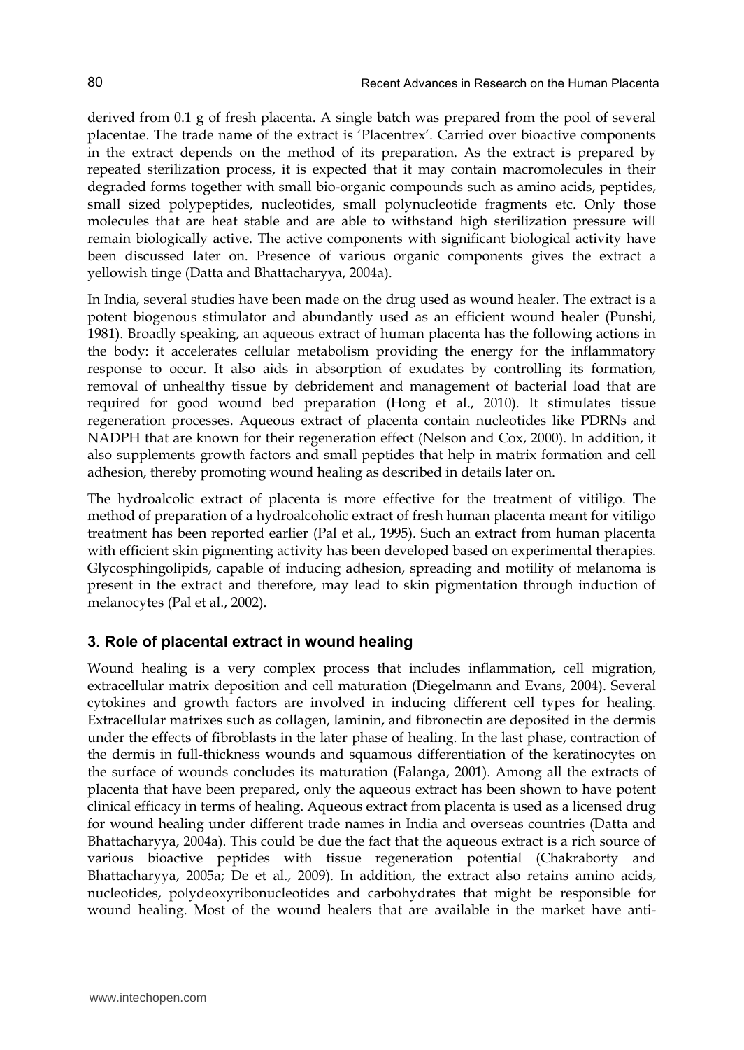derived from 0.1 g of fresh placenta. A single batch was prepared from the pool of several placentae. The trade name of the extract is 'Placentrex'. Carried over bioactive components in the extract depends on the method of its preparation. As the extract is prepared by repeated sterilization process, it is expected that it may contain macromolecules in their degraded forms together with small bio-organic compounds such as amino acids, peptides, small sized polypeptides, nucleotides, small polynucleotide fragments etc. Only those molecules that are heat stable and are able to withstand high sterilization pressure will remain biologically active. The active components with significant biological activity have been discussed later on. Presence of various organic components gives the extract a yellowish tinge (Datta and Bhattacharyya, 2004a).

In India, several studies have been made on the drug used as wound healer. The extract is a potent biogenous stimulator and abundantly used as an efficient wound healer (Punshi, 1981). Broadly speaking, an aqueous extract of human placenta has the following actions in the body: it accelerates cellular metabolism providing the energy for the inflammatory response to occur. It also aids in absorption of exudates by controlling its formation, removal of unhealthy tissue by debridement and management of bacterial load that are required for good wound bed preparation (Hong et al., 2010). It stimulates tissue regeneration processes. Aqueous extract of placenta contain nucleotides like PDRNs and NADPH that are known for their regeneration effect (Nelson and Cox, 2000). In addition, it also supplements growth factors and small peptides that help in matrix formation and cell adhesion, thereby promoting wound healing as described in details later on.

The hydroalcolic extract of placenta is more effective for the treatment of vitiligo. The method of preparation of a hydroalcoholic extract of fresh human placenta meant for vitiligo treatment has been reported earlier (Pal et al., 1995). Such an extract from human placenta with efficient skin pigmenting activity has been developed based on experimental therapies. Glycosphingolipids, capable of inducing adhesion, spreading and motility of melanoma is present in the extract and therefore, may lead to skin pigmentation through induction of melanocytes (Pal et al., 2002).

## 3. Role of placental extract in wound healing

Wound healing is a very complex process that includes inflammation, cell migration, extracellular matrix deposition and cell maturation (Diegelmann and Evans, 2004). Several cytokines and growth factors are involved in inducing different cell types for healing. Extracellular matrixes such as collagen, laminin, and fibronectin are deposited in the dermis under the effects of fibroblasts in the later phase of healing. In the last phase, contraction of the dermis in full-thickness wounds and squamous differentiation of the keratinocytes on the surface of wounds concludes its maturation (Falanga, 2001). Among all the extracts of placenta that have been prepared, only the aqueous extract has been shown to have potent clinical efficacy in terms of healing. Aqueous extract from placenta is used as a licensed drug for wound healing under different trade names in India and overseas countries (Datta and Bhattacharyya, 2004a). This could be due the fact that the aqueous extract is a rich source of various bioactive peptides with tissue regeneration potential (Chakraborty and Bhattacharyya, 2005a; De et al., 2009). In addition, the extract also retains amino acids, nucleotides, polydeoxyribonucleotides and carbohydrates that might be responsible for wound healing. Most of the wound healers that are available in the market have anti-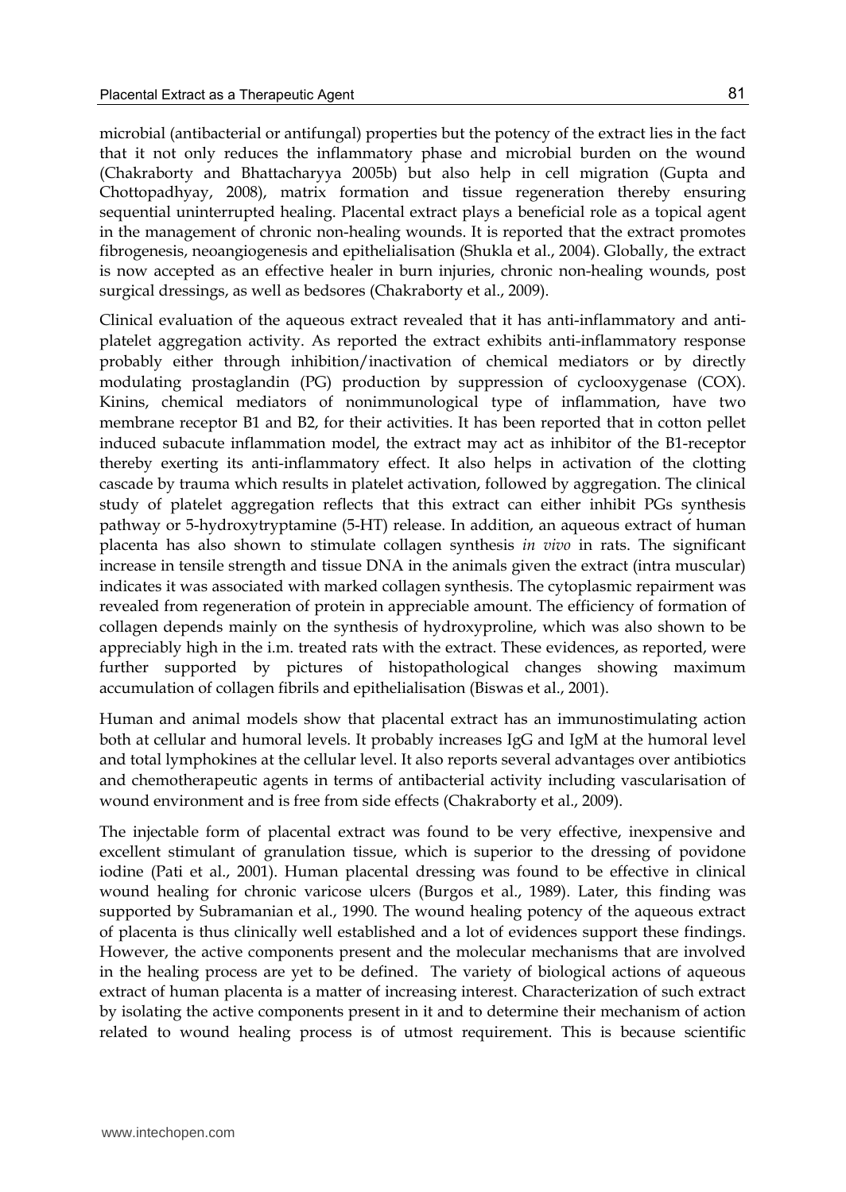microbial (antibacterial or antifungal) properties but the potency of the extract lies in the fact that it not only reduces the inflammatory phase and microbial burden on the wound (Chakraborty and Bhattacharyya 2005b) but also help in cell migration (Gupta and Chottopadhyay, 2008), matrix formation and tissue regeneration thereby ensuring sequential uninterrupted healing. Placental extract plays a beneficial role as a topical agent in the management of chronic non-healing wounds. It is reported that the extract promotes fibrogenesis, neoangiogenesis and epithelialisation (Shukla et al., 2004). Globally, the extract is now accepted as an effective healer in burn injuries, chronic non-healing wounds, post surgical dressings, as well as bedsores (Chakraborty et al., 2009).

Clinical evaluation of the aqueous extract revealed that it has anti-inflammatory and anti-platelet aggregation activity. As reported the extract exhibits anti-inflammatory response probably either through inhibition/inactivation of chemical mediators or by directly modulating prostaglandin (PG) production by suppression of cyclooxygenase (COX). Kinins, chemical mediators of nonimmunological type of inflammation, have two membrane receptor B1 and B2, for their activities. It has been reported that in cotton pellet induced subacute inflammation model, the extract may act as inhibitor of the B1-receptor thereby exerting its anti-inflammatory effect. It also helps in activation of the clotting cascade by trauma which results in platelet activation, followed by aggregation. The clinical study of platelet aggregation reflects that this extract can either inhibit PGs synthesis pathway or 5-hydroxytryptamine (5-HT) release. In addition, an aqueous extract of human placenta has also shown to stimulate collagen synthesis *in vivo* in rats. The significant increase in tensile strength and tissue DNA in the animals given the extract (intra muscular) indicates it was associated with marked collagen synthesis. The cytoplasmic repairment was revealed from regeneration of protein in appreciable amount. The efficiency of formation of collagen depends mainly on the synthesis of hydroxyproline, which was also shown to be appreciably high in the i.m. treated rats with the extract. These evidences, as reported, were further supported by pictures of histopathological changes showing maximum accumulation of collagen fibrils and epithelialisation (Biswas et al., 2001).

Human and animal models show that placental extract has an immunostimulating action both at cellular and humoral levels. It probably increases IgG and IgM at the humoral level and total lymphokines at the cellular level. It also reports several advantages over antibiotics and chemotherapeutic agents in terms of antibacterial activity including vascularisation of wound environment and is free from side effects (Chakraborty et al., 2009).

The injectable form of placental extract was found to be very effective, inexpensive and excellent stimulant of granulation tissue, which is superior to the dressing of povidone iodine (Pati et al., 2001). Human placental dressing was found to be effective in clinical wound healing for chronic varicose ulcers (Burgos et al., 1989). Later, this finding was supported by Subramanian et al., 1990. The wound healing potency of the aqueous extract of placenta is thus clinically well established and a lot of evidences support these findings. However, the active components present and the molecular mechanisms that are involved in the healing process are yet to be defined. The variety of biological actions of aqueous extract of human placenta is a matter of increasing interest. Characterization of such extract by isolating the active components present in it and to determine their mechanism of action related to wound healing process is of utmost requirement. This is because scientific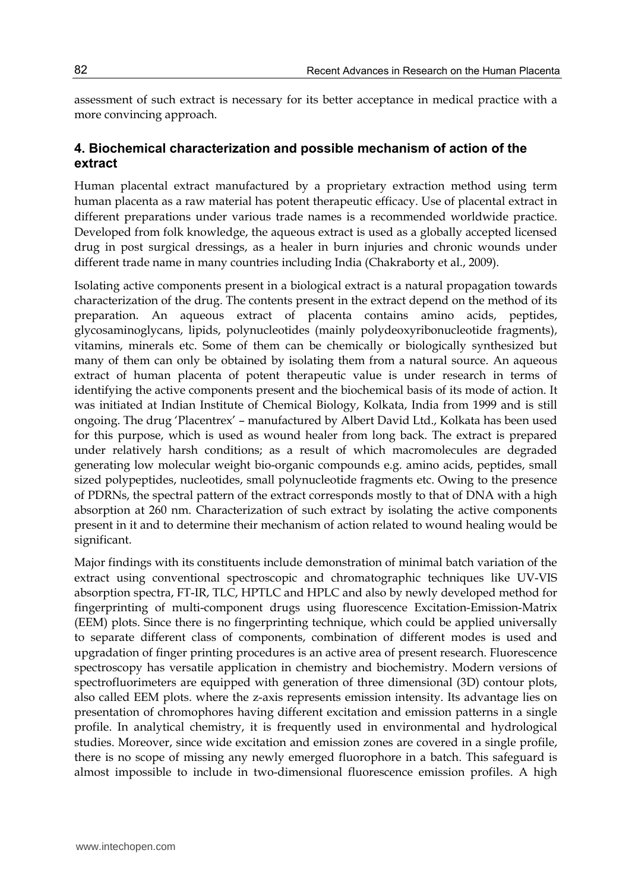assessment of such extract is necessary for its better acceptance in medical practice with a more convincing approach.

## 4. Biochemical characterization and possible mechanism of action of the extract

Human placental extract manufactured by a proprietary extraction method using term human placenta as a raw material has potent therapeutic efficacy. Use of placental extract in different preparations under various trade names is a recommended worldwide practice. Developed from folk knowledge, the aqueous extract is used as a globally accepted licensed drug in post surgical dressings, as a healer in burn injuries and chronic wounds under different trade name in many countries including India (Chakraborty et al., 2009).

Isolating active components present in a biological extract is a natural propagation towards characterization of the drug. The contents present in the extract depend on the method of its preparation. An aqueous extract of placenta contains amino acids, peptides, glycosaminoglycans, lipids, polynucleotides (mainly polydeoxyribonucleotide fragments), vitamins, minerals etc. Some of them can be chemically or biologically synthesized but many of them can only be obtained by isolating them from a natural source. An aqueous extract of human placenta of potent therapeutic value is under research in terms of identifying the active components present and the biochemical basis of its mode of action. It was initiated at Indian Institute of Chemical Biology, Kolkata, India from 1999 and is still ongoing. The drug 'Placentrex' – manufactured by Albert David Ltd., Kolkata has been used for this purpose, which is used as wound healer from long back. The extract is prepared under relatively harsh conditions; as a result of which macromolecules are degraded generating low molecular weight bio-organic compounds e.g. amino acids, peptides, small sized polypeptides, nucleotides, small polynucleotide fragments etc. Owing to the presence of PDRNs, the spectral pattern of the extract corresponds mostly to that of DNA with a high absorption at 260 nm. Characterization of such extract by isolating the active components present in it and to determine their mechanism of action related to wound healing would be significant.

Major findings with its constituents include demonstration of minimal batch variation of the extract using conventional spectroscopic and chromatographic techniques like UV-VIS absorption spectra, FT-IR, TLC, HPTLC and HPLC and also by newly developed method for fingerprinting of multi-component drugs using fluorescence Excitation-Emission-Matrix (EEM) plots. Since there is no fingerprinting technique, which could be applied universally to separate different class of components, combination of different modes is used and upgradation of finger printing procedures is an active area of present research. Fluorescence spectroscopy has versatile application in chemistry and biochemistry. Modern versions of spectrofluorimeters are equipped with generation of three dimensional (3D) contour plots, also called EEM plots. where the z-axis represents emission intensity. Its advantage lies on presentation of chromophores having different excitation and emission patterns in a single profile. In analytical chemistry, it is frequently used in environmental and hydrological studies. Moreover, since wide excitation and emission zones are covered in a single profile, there is no scope of missing any newly emerged fluorophore in a batch. This safeguard is almost impossible to include in two-dimensional fluorescence emission profiles. A high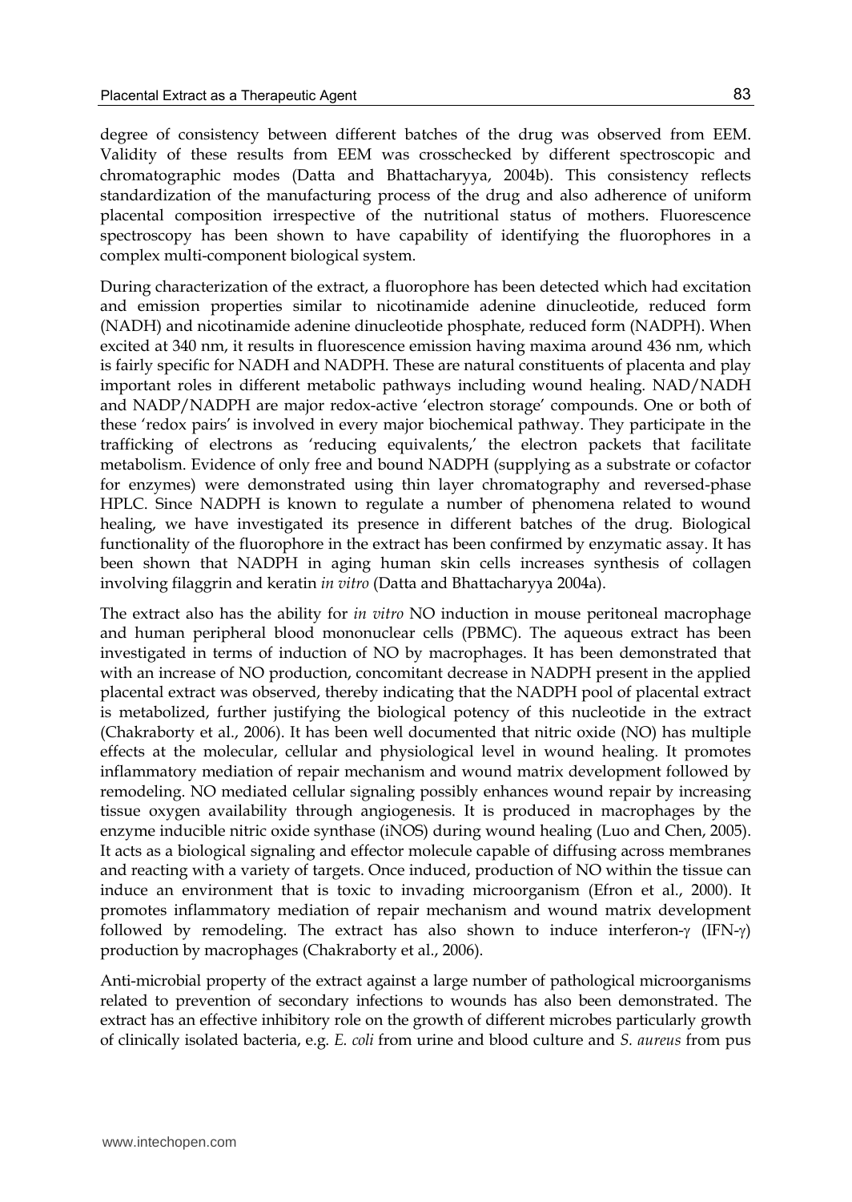degree of consistency between different batches of the drug was observed from EEM. Validity of these results from EEM was crosschecked by different spectroscopic and chromatographic modes (Datta and Bhattacharyya, 2004b). This consistency reflects standardization of the manufacturing process of the drug and also adherence of uniform placental composition irrespective of the nutritional status of mothers. Fluorescence spectroscopy has been shown to have capability of identifying the fluorophores in a complex multi-component biological system.

During characterization of the extract, a fluorophore has been detected which had excitation and emission properties similar to nicotinamide adenine dinucleotide, reduced form (NADH) and nicotinamide adenine dinucleotide phosphate, reduced form (NADPH). When excited at 340 nm, it results in fluorescence emission having maxima around 436 nm, which is fairly specific for NADH and NADPH. These are natural constituents of placenta and play important roles in different metabolic pathways including wound healing. NAD/NADH and NADP/NADPH are major redox-active 'electron storage' compounds. One or both of these 'redox pairs' is involved in every major biochemical pathway. They participate in the trafficking of electrons as 'reducing equivalents,' the electron packets that facilitate metabolism. Evidence of only free and bound NADPH (supplying as a substrate or cofactor for enzymes) were demonstrated using thin layer chromatography and reversed-phase HPLC. Since NADPH is known to regulate a number of phenomena related to wound healing, we have investigated its presence in different batches of the drug. Biological functionality of the fluorophore in the extract has been confirmed by enzymatic assay. It has been shown that NADPH in aging human skin cells increases synthesis of collagen involving filaggrin and keratin *in vitro* (Datta and Bhattacharyya 2004a).

The extract also has the ability for *in vitro* NO induction in mouse peritoneal macrophage and human peripheral blood mononuclear cells (PBMC). The aqueous extract has been investigated in terms of induction of NO by macrophages. It has been demonstrated that with an increase of NO production, concomitant decrease in NADPH present in the applied placental extract was observed, thereby indicating that the NADPH pool of placental extract is metabolized, further justifying the biological potency of this nucleotide in the extract (Chakraborty et al., 2006). It has been well documented that nitric oxide (NO) has multiple effects at the molecular, cellular and physiological level in wound healing. It promotes inflammatory mediation of repair mechanism and wound matrix development followed by remodeling. NO mediated cellular signaling possibly enhances wound repair by increasing tissue oxygen availability through angiogenesis. It is produced in macrophages by the enzyme inducible nitric oxide synthase (iNOS) during wound healing (Luo and Chen, 2005). It acts as a biological signaling and effector molecule capable of diffusing across membranes and reacting with a variety of targets. Once induced, production of NO within the tissue can induce an environment that is toxic to invading microorganism (Efron et al., 2000). It promotes inflammatory mediation of repair mechanism and wound matrix development followed by remodeling. The extract has also shown to induce interferon-$\gamma$ (IFN-$\gamma$) production by macrophages (Chakraborty et al., 2006).

Anti-microbial property of the extract against a large number of pathological microorganisms related to prevention of secondary infections to wounds has also been demonstrated. The extract has an effective inhibitory role on the growth of different microbes particularly growth of clinically isolated bacteria, e.g. *E. coli* from urine and blood culture and *S. aureus* from pus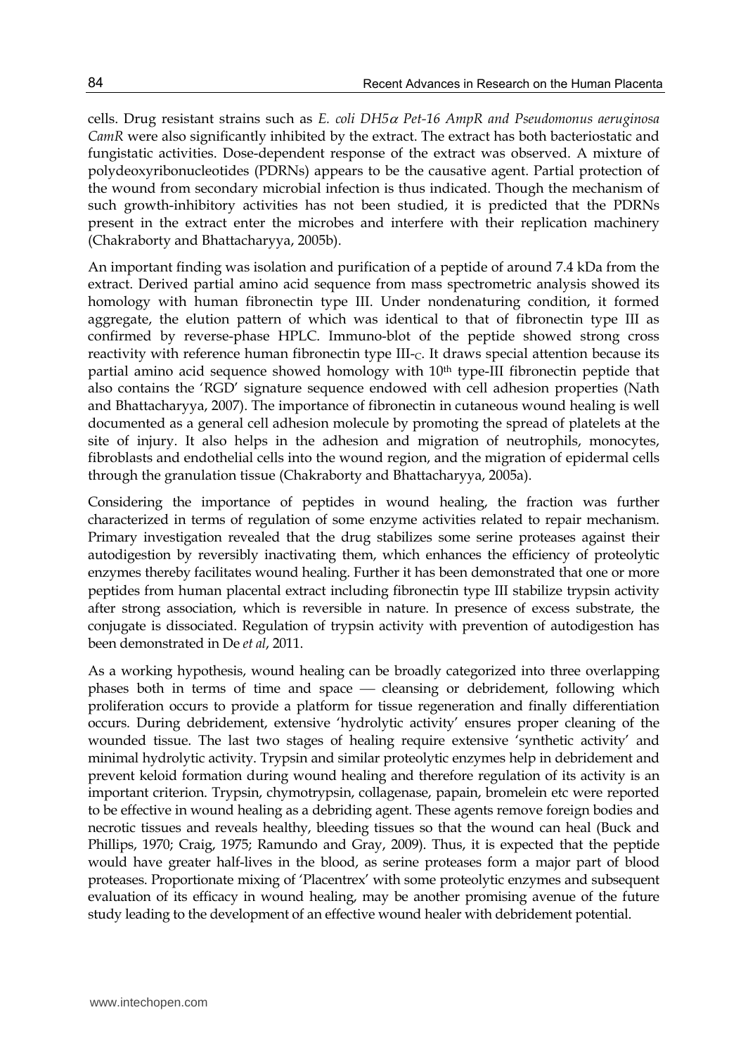cells. Drug resistant strains such as *E. coli DH5$\alpha$ Pet-16 AmpR and Pseudomonus aeruginosa CamR* were also significantly inhibited by the extract. The extract has both bacteriostatic and fungistatic activities. Dose-dependent response of the extract was observed. A mixture of polydeoxyribonucleotides (PDRNs) appears to be the causative agent. Partial protection of the wound from secondary microbial infection is thus indicated. Though the mechanism of such growth-inhibitory activities has not been studied, it is predicted that the PDRNs present in the extract enter the microbes and interfere with their replication machinery (Chakraborty and Bhattacharyya, 2005b).

An important finding was isolation and purification of a peptide of around 7.4 kDa from the extract. Derived partial amino acid sequence from mass spectrometric analysis showed its homology with human fibronectin type III. Under nondenaturing condition, it formed aggregate, the elution pattern of which was identical to that of fibronectin type III as confirmed by reverse-phase HPLC. Immuno-blot of the peptide showed strong cross reactivity with reference human fibronectin type III-$_C$. It draws special attention because its partial amino acid sequence showed homology with 10$^{th}$ type-III fibronectin peptide that also contains the 'RGD' signature sequence endowed with cell adhesion properties (Nath and Bhattacharyya, 2007). The importance of fibronectin in cutaneous wound healing is well documented as a general cell adhesion molecule by promoting the spread of platelets at the site of injury. It also helps in the adhesion and migration of neutrophils, monocytes, fibroblasts and endothelial cells into the wound region, and the migration of epidermal cells through the granulation tissue (Chakraborty and Bhattacharyya, 2005a).

Considering the importance of peptides in wound healing, the fraction was further characterized in terms of regulation of some enzyme activities related to repair mechanism. Primary investigation revealed that the drug stabilizes some serine proteases against their autodigestion by reversibly inactivating them, which enhances the efficiency of proteolytic enzymes thereby facilitates wound healing. Further it has been demonstrated that one or more peptides from human placental extract including fibronectin type III stabilize trypsin activity after strong association, which is reversible in nature. In presence of excess substrate, the conjugate is dissociated. Regulation of trypsin activity with prevention of autodigestion has been demonstrated in De *et al*, 2011.

As a working hypothesis, wound healing can be broadly categorized into three overlapping phases both in terms of time and space — cleansing or debridement, following which proliferation occurs to provide a platform for tissue regeneration and finally differentiation occurs. During debridement, extensive 'hydrolytic activity' ensures proper cleaning of the wounded tissue. The last two stages of healing require extensive 'synthetic activity' and minimal hydrolytic activity. Trypsin and similar proteolytic enzymes help in debridement and prevent keloid formation during wound healing and therefore regulation of its activity is an important criterion. Trypsin, chymotrypsin, collagenase, papain, bromelein etc were reported to be effective in wound healing as a debriding agent. These agents remove foreign bodies and necrotic tissues and reveals healthy, bleeding tissues so that the wound can heal (Buck and Phillips, 1970; Craig, 1975; Ramundo and Gray, 2009). Thus, it is expected that the peptide would have greater half-lives in the blood, as serine proteases form a major part of blood proteases. Proportionate mixing of 'Placentrex' with some proteolytic enzymes and subsequent evaluation of its efficacy in wound healing, may be another promising avenue of the future study leading to the development of an effective wound healer with debridement potential.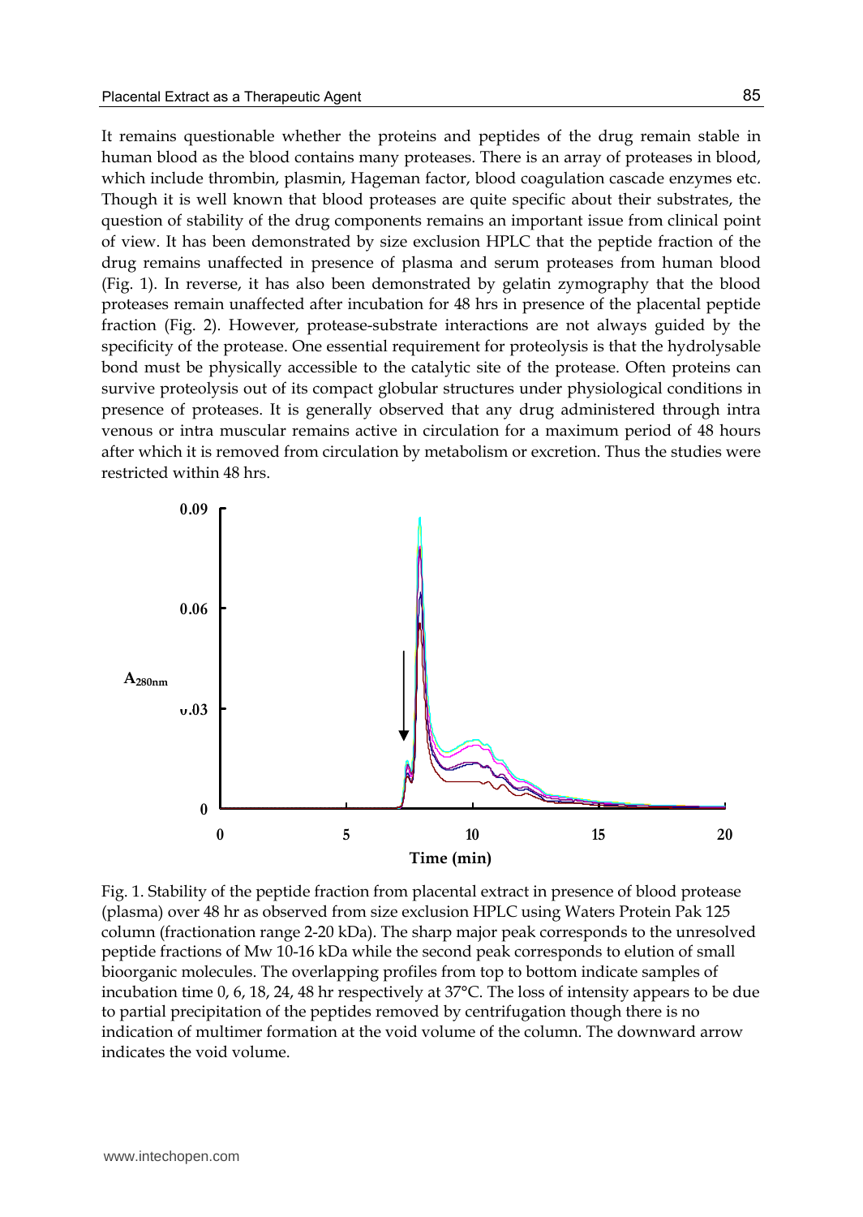It remains questionable whether the proteins and peptides of the drug remain stable in human blood as the blood contains many proteases. There is an array of proteases in blood, which include thrombin, plasmin, Hageman factor, blood coagulation cascade enzymes etc. Though it is well known that blood proteases are quite specific about their substrates, the question of stability of the drug components remains an important issue from clinical point of view. It has been demonstrated by size exclusion HPLC that the peptide fraction of the drug remains unaffected in presence of plasma and serum proteases from human blood (Fig. 1). In reverse, it has also been demonstrated by gelatin zymography that the blood proteases remain unaffected after incubation for 48 hrs in presence of the placental peptide fraction (Fig. 2). However, protease-substrate interactions are not always guided by the specificity of the protease. One essential requirement for proteolysis is that the hydrolysable bond must be physically accessible to the catalytic site of the protease. Often proteins can survive proteolysis out of its compact globular structures under physiological conditions in presence of proteases. It is generally observed that any drug administered through intra venous or intra muscular remains active in circulation for a maximum period of 48 hours after which it is removed from circulation by metabolism or excretion. Thus the studies were restricted within 48 hrs.

Fig. 1. Stability of the peptide fraction from placental extract in presence of blood protease (plasma) over 48 hr as observed from size exclusion HPLC using Waters Protein Pak 125 column (fractionation range 2-20 kDa). The sharp major peak corresponds to the unresolved peptide fractions of Mw 10-16 kDa while the second peak corresponds to elution of small bioorganic molecules. The overlapping profiles from top to bottom indicate samples of incubation time 0, 6, 18, 24, 48 hr respectively at 37°C. The loss of intensity appears to be due to partial precipitation of the peptides removed by centrifugation though there is no indication of multimer formation at the void volume of the column. The downward arrow indicates the void volume.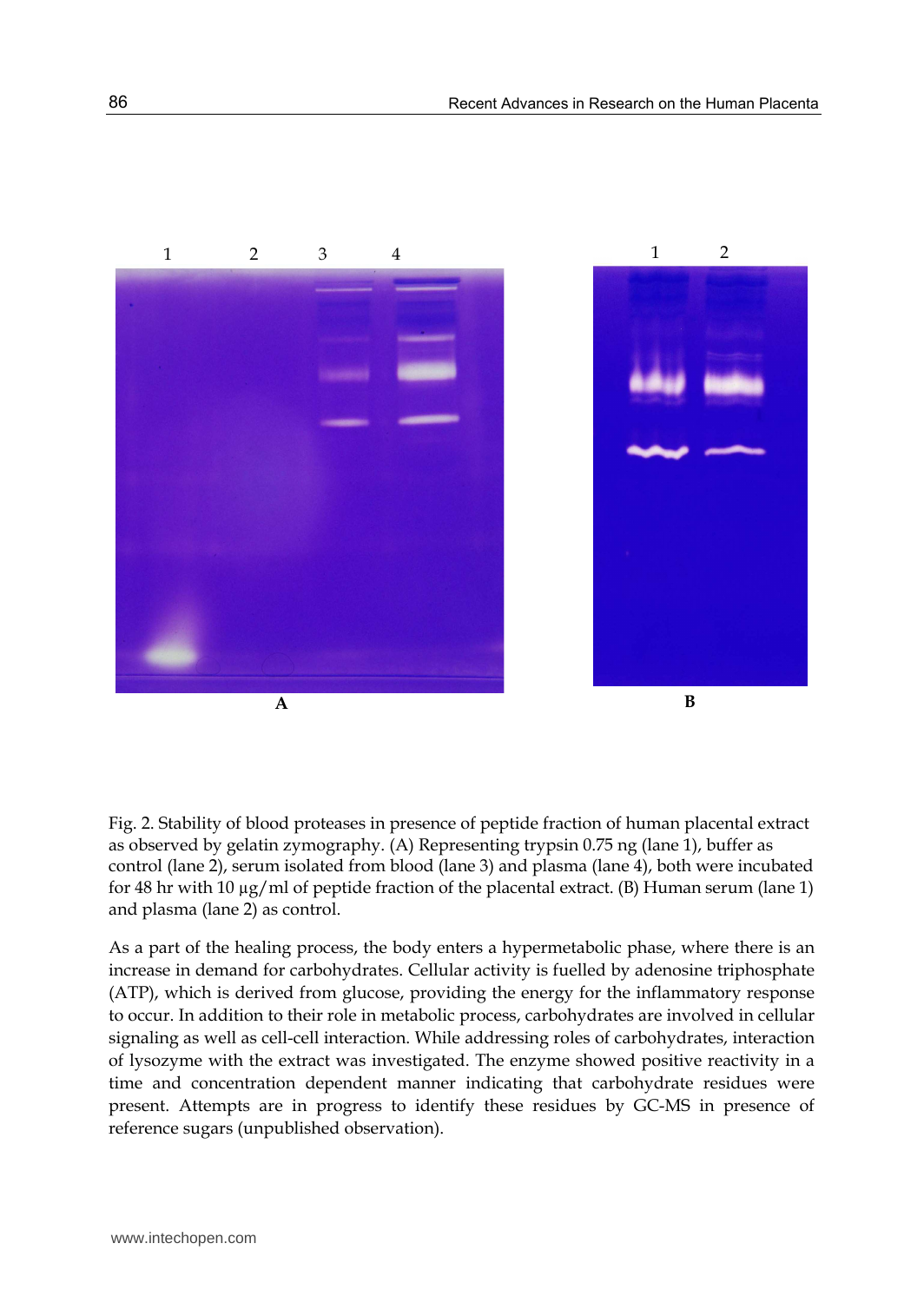Fig. 2. Stability of blood proteases in presence of peptide fraction of human placental extract as observed by gelatin zymography. (A) Representing trypsin 0.75 ng (lane 1), buffer as control (lane 2), serum isolated from blood (lane 3) and plasma (lane 4), both were incubated for 48 hr with 10 µg/ml of peptide fraction of the placental extract. (B) Human serum (lane 1) and plasma (lane 2) as control.

As a part of the healing process, the body enters a hypermetabolic phase, where there is an increase in demand for carbohydrates. Cellular activity is fuelled by adenosine triphosphate (ATP), which is derived from glucose, providing the energy for the inflammatory response to occur. In addition to their role in metabolic process, carbohydrates are involved in cellular signaling as well as cell-cell interaction. While addressing roles of carbohydrates, interaction of lysozyme with the extract was investigated. The enzyme showed positive reactivity in a time and concentration dependent manner indicating that carbohydrate residues were present. Attempts are in progress to identify these residues by GC-MS in presence of reference sugars (unpublished observation).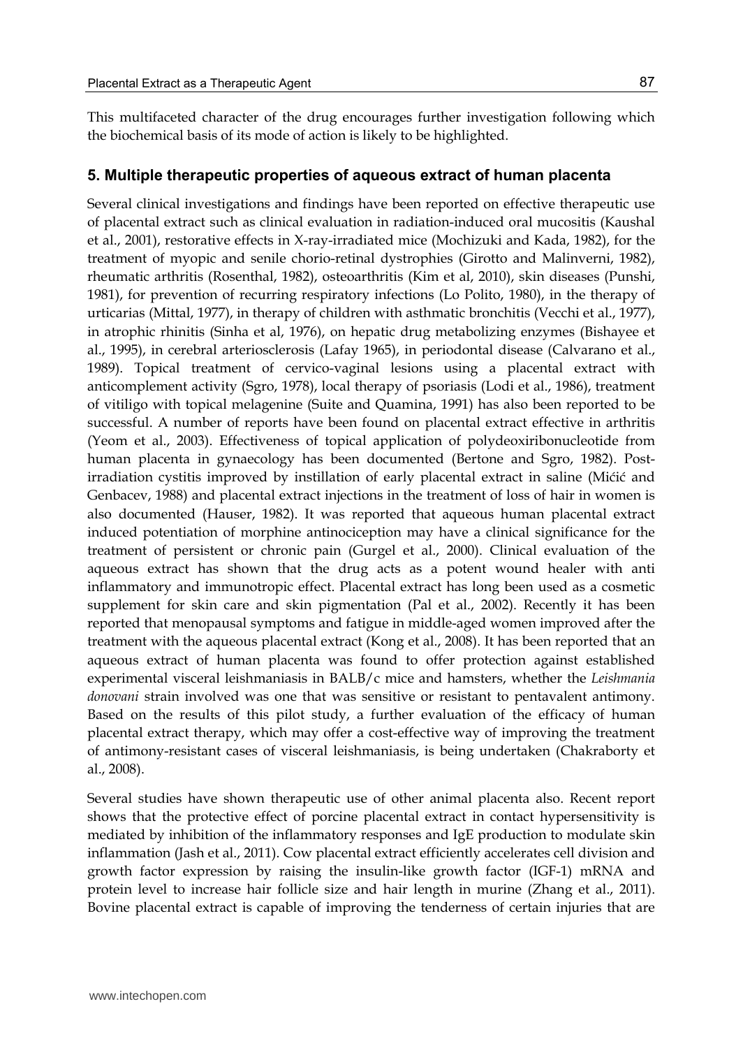This multifaceted character of the drug encourages further investigation following which the biochemical basis of its mode of action is likely to be highlighted.

## 5. Multiple therapeutic properties of aqueous extract of human placenta

Several clinical investigations and findings have been reported on effective therapeutic use of placental extract such as clinical evaluation in radiation-induced oral mucositis (Kaushal et al., 2001), restorative effects in X-ray-irradiated mice (Mochizuki and Kada, 1982), for the treatment of myopic and senile chorio-retinal dystrophies (Girotto and Malinverni, 1982), rheumatic arthritis (Rosenthal, 1982), osteoarthritis (Kim et al, 2010), skin diseases (Punshi, 1981), for prevention of recurring respiratory infections (Lo Polito, 1980), in the therapy of urticarias (Mittal, 1977), in therapy of children with asthmatic bronchitis (Vecchi et al., 1977), in atrophic rhinitis (Sinha et al, 1976), on hepatic drug metabolizing enzymes (Bishayee et al., 1995), in cerebral arteriosclerosis (Lafay 1965), in periodontal disease (Calvarano et al., 1989). Topical treatment of cervico-vaginal lesions using a placental extract with anticomplement activity (Sgro, 1978), local therapy of psoriasis (Lodi et al., 1986), treatment of vitiligo with topical melagenine (Suite and Quamina, 1991) has also been reported to be successful. A number of reports have been found on placental extract effective in arthritis (Yeom et al., 2003). Effectiveness of topical application of polydeoxiribonucleotide from human placenta in gynaecology has been documented (Bertone and Sgro, 1982). Post-irradiation cystitis improved by instillation of early placental extract in saline (Mićić and Genbacev, 1988) and placental extract injections in the treatment of loss of hair in women is also documented (Hauser, 1982). It was reported that aqueous human placental extract induced potentiation of morphine antinociception may have a clinical significance for the treatment of persistent or chronic pain (Gurgel et al., 2000). Clinical evaluation of the aqueous extract has shown that the drug acts as a potent wound healer with anti inflammatory and immunotropic effect. Placental extract has long been used as a cosmetic supplement for skin care and skin pigmentation (Pal et al., 2002). Recently it has been reported that menopausal symptoms and fatigue in middle-aged women improved after the treatment with the aqueous placental extract (Kong et al., 2008). It has been reported that an aqueous extract of human placenta was found to offer protection against established experimental visceral leishmaniasis in BALB/c mice and hamsters, whether the *Leishmania donovani* strain involved was one that was sensitive or resistant to pentavalent antimony. Based on the results of this pilot study, a further evaluation of the efficacy of human placental extract therapy, which may offer a cost-effective way of improving the treatment of antimony-resistant cases of visceral leishmaniasis, is being undertaken (Chakraborty et al., 2008).

Several studies have shown therapeutic use of other animal placenta also. Recent report shows that the protective effect of porcine placental extract in contact hypersensitivity is mediated by inhibition of the inflammatory responses and IgE production to modulate skin inflammation (Jash et al., 2011). Cow placental extract efficiently accelerates cell division and growth factor expression by raising the insulin-like growth factor (IGF-1) mRNA and protein level to increase hair follicle size and hair length in murine (Zhang et al., 2011). Bovine placental extract is capable of improving the tenderness of certain injuries that are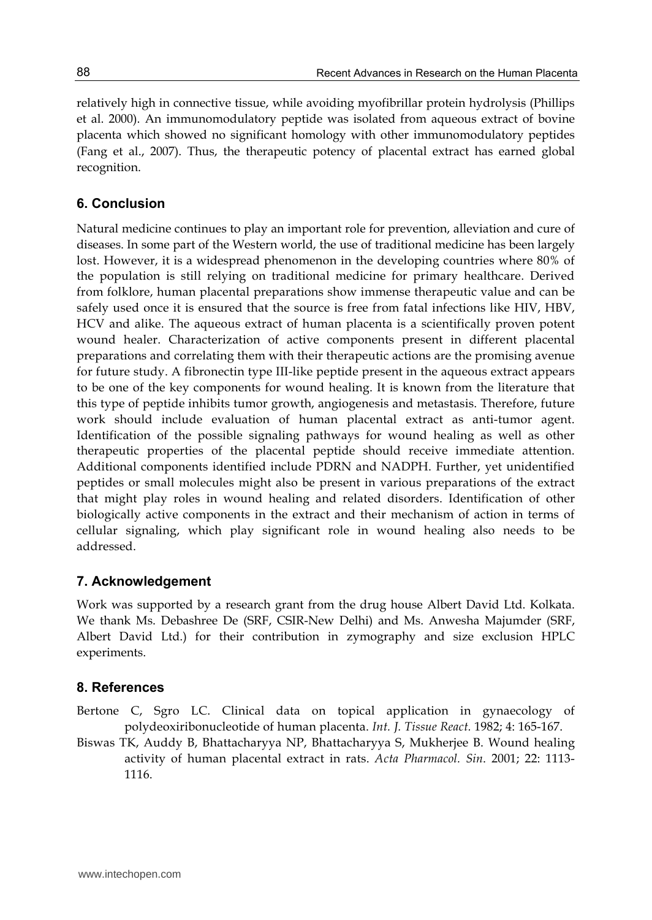relatively high in connective tissue, while avoiding myofibrillar protein hydrolysis (Phillips et al. 2000). An immunomodulatory peptide was isolated from aqueous extract of bovine placenta which showed no significant homology with other immunomodulatory peptides (Fang et al., 2007). Thus, the therapeutic potency of placental extract has earned global recognition.

## 6. Conclusion

Natural medicine continues to play an important role for prevention, alleviation and cure of diseases. In some part of the Western world, the use of traditional medicine has been largely lost. However, it is a widespread phenomenon in the developing countries where 80% of the population is still relying on traditional medicine for primary healthcare. Derived from folklore, human placental preparations show immense therapeutic value and can be safely used once it is ensured that the source is free from fatal infections like HIV, HBV, HCV and alike. The aqueous extract of human placenta is a scientifically proven potent wound healer. Characterization of active components present in different placental preparations and correlating them with their therapeutic actions are the promising avenue for future study. A fibronectin type III-like peptide present in the aqueous extract appears to be one of the key components for wound healing. It is known from the literature that this type of peptide inhibits tumor growth, angiogenesis and metastasis. Therefore, future work should include evaluation of human placental extract as anti-tumor agent. Identification of the possible signaling pathways for wound healing as well as other therapeutic properties of the placental peptide should receive immediate attention. Additional components identified include PDRN and NADPH. Further, yet unidentified peptides or small molecules might also be present in various preparations of the extract that might play roles in wound healing and related disorders. Identification of other biologically active components in the extract and their mechanism of action in terms of cellular signaling, which play significant role in wound healing also needs to be addressed.

## 7. Acknowledgement

Work was supported by a research grant from the drug house Albert David Ltd. Kolkata. We thank Ms. Debashree De (SRF, CSIR-New Delhi) and Ms. Anwesha Majumder (SRF, Albert David Ltd.) for their contribution in zymography and size exclusion HPLC experiments.

## 8. References

Bertone C, Sgro LC. Clinical data on topical application in gynaecology of polydeoxiribonucleotide of human placenta. *Int. J. Tissue React.* 1982; 4: 165-167.

Biswas TK, Auddy B, Bhattacharyya NP, Bhattacharyya S, Mukherjee B. Wound healing activity of human placental extract in rats. *Acta Pharmacol. Sin*. 2001; 22: 1113-1116.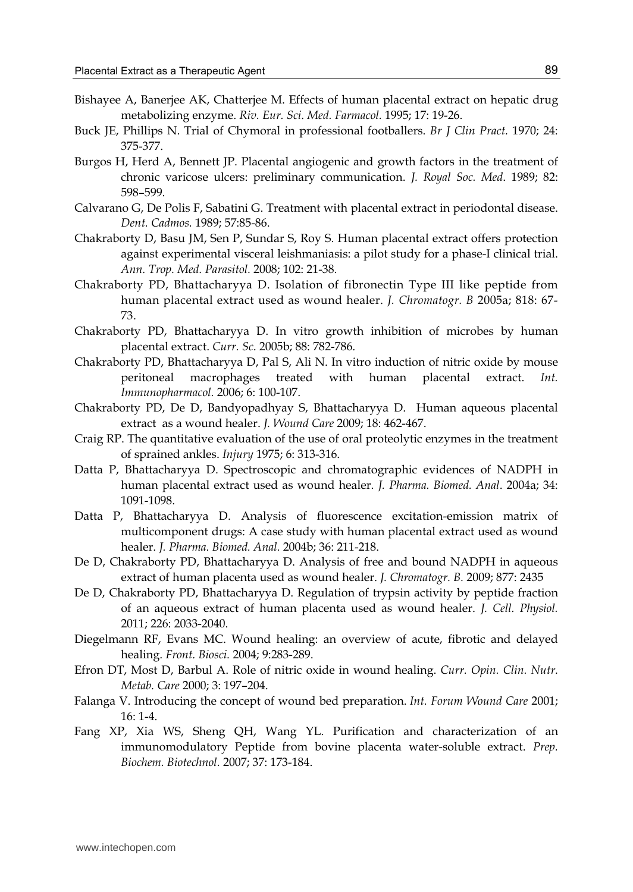Bishayee A, Banerjee AK, Chatterjee M. Effects of human placental extract on hepatic drug metabolizing enzyme. *Riv. Eur. Sci. Med. Farmacol.* 1995; 17: 19-26.

Buck JE, Phillips N. Trial of Chymoral in professional footballers. *Br J Clin Pract.* 1970; 24: 375-377.

Burgos H, Herd A, Bennett JP. Placental angiogenic and growth factors in the treatment of chronic varicose ulcers: preliminary communication. *J. Royal Soc. Med*. 1989; 82: 598–599.

Calvarano G, De Polis F, Sabatini G. Treatment with placental extract in periodontal disease. *Dent. Cadmos.* 1989; 57:85-86.

Chakraborty D, Basu JM, Sen P, Sundar S, Roy S. Human placental extract offers protection against experimental visceral leishmaniasis: a pilot study for a phase-I clinical trial. *Ann. Trop. Med. Parasitol.* 2008; 102: 21-38.

Chakraborty PD, Bhattacharyya D. Isolation of fibronectin Type III like peptide from human placental extract used as wound healer. *J. Chromatogr. B* 2005a; 818: 67-73.

Chakraborty PD, Bhattacharyya D. In vitro growth inhibition of microbes by human placental extract. *Curr. Sc.* 2005b; 88: 782-786.

Chakraborty PD, Bhattacharyya D, Pal S, Ali N. In vitro induction of nitric oxide by mouse peritoneal macrophages treated with human placental extract. *Int. Immunopharmacol.* 2006; 6: 100-107.

Chakraborty PD, De D, Bandyopadhyay S, Bhattacharyya D. Human aqueous placental extract as a wound healer. *J. Wound Care* 2009; 18: 462-467.

Craig RP. The quantitative evaluation of the use of oral proteolytic enzymes in the treatment of sprained ankles. *Injury* 1975; 6: 313-316.

Datta P, Bhattacharyya D. Spectroscopic and chromatographic evidences of NADPH in human placental extract used as wound healer. *J. Pharma. Biomed. Anal*. 2004a; 34: 1091-1098.

Datta P, Bhattacharyya D. Analysis of fluorescence excitation-emission matrix of multicomponent drugs: A case study with human placental extract used as wound healer. *J. Pharma. Biomed. Anal.* 2004b; 36: 211-218.

De D, Chakraborty PD, Bhattacharyya D. Analysis of free and bound NADPH in aqueous extract of human placenta used as wound healer. *J. Chromatogr. B.* 2009; 877: 2435

De D, Chakraborty PD, Bhattacharyya D. Regulation of trypsin activity by peptide fraction of an aqueous extract of human placenta used as wound healer. *J. Cell. Physiol.* 2011; 226: 2033-2040.

Diegelmann RF, Evans MC. Wound healing: an overview of acute, fibrotic and delayed healing. *Front. Biosci.* 2004; 9:283-289.

Efron DT, Most D, Barbul A. Role of nitric oxide in wound healing. *Curr. Opin. Clin. Nutr. Metab. Care* 2000; 3: 197–204.

Falanga V. Introducing the concept of wound bed preparation. *Int. Forum Wound Care* 2001; 16: 1-4.

Fang XP, Xia WS, Sheng QH, Wang YL. Purification and characterization of an immunomodulatory Peptide from bovine placenta water-soluble extract. *Prep. Biochem. Biotechnol.* 2007; 37: 173-184.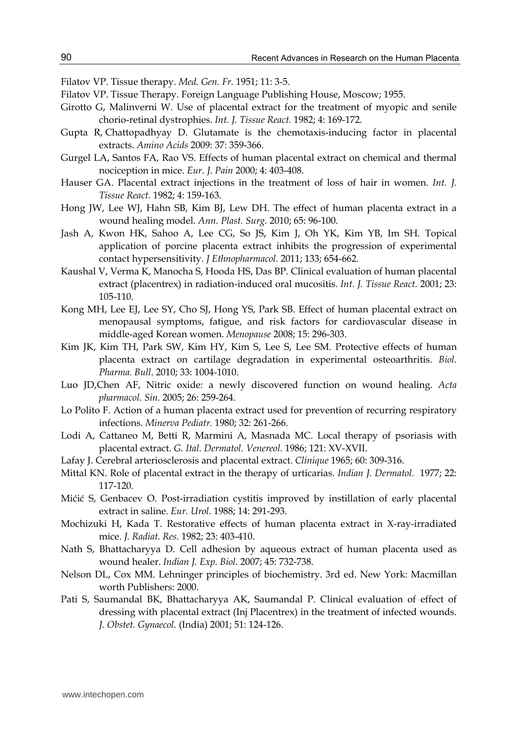Filatov VP. Tissue therapy. *Med. Gen. Fr.* 1951; 11: 3-5.

Filatov VP. Tissue Therapy. Foreign Language Publishing House, Moscow; 1955.

Girotto G, Malinverni W. Use of placental extract for the treatment of myopic and senile chorio-retinal dystrophies. *Int. J. Tissue React.* 1982; 4: 169-172.

Gupta R, Chattopadhyay D. Glutamate is the chemotaxis-inducing factor in placental extracts. *Amino Acids* 2009: 37: 359-366.

Gurgel LA, Santos FA, Rao VS. Effects of human placental extract on chemical and thermal nociception in mice. *Eur. J. Pain* 2000; 4: 403-408.

Hauser GA. Placental extract injections in the treatment of loss of hair in women. *Int. J. Tissue React.* 1982; 4: 159-163.

Hong JW, Lee WJ, Hahn SB, Kim BJ, Lew DH. The effect of human placenta extract in a wound healing model. *Ann. Plast. Surg.* 2010; 65: 96-100.

Jash A, Kwon HK, Sahoo A, Lee CG, So JS, Kim J, Oh YK, Kim YB, Im SH. Topical application of porcine placenta extract inhibits the progression of experimental contact hypersensitivity. *J Ethnopharmacol.* 2011; 133; 654-662.

Kaushal V, Verma K, Manocha S, Hooda HS, Das BP. Clinical evaluation of human placental extract (placentrex) in radiation-induced oral mucositis. *Int. J. Tissue React.* 2001; 23: 105-110.

Kong MH, Lee EJ, Lee SY, Cho SJ, Hong YS, Park SB. Effect of human placental extract on menopausal symptoms, fatigue, and risk factors for cardiovascular disease in middle-aged Korean women. *Menopause* 2008; 15: 296-303.

Kim JK, Kim TH, Park SW, Kim HY, Kim S, Lee S, Lee SM. Protective effects of human placenta extract on cartilage degradation in experimental osteoarthritis. *Biol. Pharma. Bull*. 2010; 33: 1004-1010.

Luo JD,Chen AF, Nitric oxide: a newly discovered function on wound healing. *Acta pharmacol. Sin.* 2005; 26: 259-264.

Lo Polito F. Action of a human placenta extract used for prevention of recurring respiratory infections. *Minerva Pediatr.* 1980; 32: 261-266.

Lodi A, Cattaneo M, Betti R, Marmini A, Masnada MC. Local therapy of psoriasis with placental extract. *G. Ital. Dermatol. Venereol.* 1986; 121: XV-XVII.

Lafay J. Cerebral arteriosclerosis and placental extract. *Clinique* 1965; 60: 309-316.

Mittal KN. Role of placental extract in the therapy of urticarias. *Indian J. Dermatol.* 1977; 22: 117-120.

Mićić S, Genbacev O. Post-irradiation cystitis improved by instillation of early placental extract in saline. *Eur. Urol.* 1988; 14: 291-293.

Mochizuki H, Kada T. Restorative effects of human placenta extract in X-ray-irradiated mice. *J. Radiat. Res.* 1982; 23: 403-410.

Nath S, Bhattacharyya D. Cell adhesion by aqueous extract of human placenta used as wound healer. *Indian J. Exp. Biol*. 2007; 45: 732-738.

Nelson DL, Cox MM. Lehninger principles of biochemistry. 3rd ed. New York: Macmillan worth Publishers: 2000.

Pati S, Saumandal BK, Bhattacharyya AK, Saumandal P. Clinical evaluation of effect of dressing with placental extract (Inj Placentrex) in the treatment of infected wounds. *J. Obstet. Gynaecol.* (India) 2001; 51: 124-126.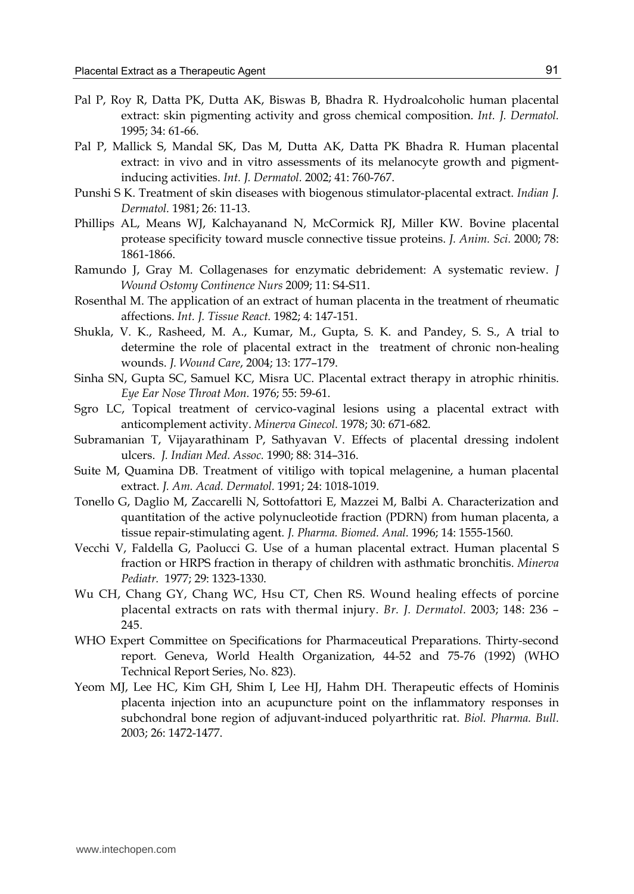Pal P, Roy R, Datta PK, Dutta AK, Biswas B, Bhadra R. Hydroalcoholic human placental extract: skin pigmenting activity and gross chemical composition. *Int. J. Dermatol.* 1995; 34: 61-66.

Pal P, Mallick S, Mandal SK, Das M, Dutta AK, Datta PK Bhadra R. Human placental extract: in vivo and in vitro assessments of its melanocyte growth and pigment-inducing activities. *Int. J. Dermatol.* 2002; 41: 760-767.

Punshi S K. Treatment of skin diseases with biogenous stimulator-placental extract. *Indian J. Dermatol.* 1981; 26: 11-13.

Phillips AL, Means WJ, Kalchayanand N, McCormick RJ, Miller KW. Bovine placental protease specificity toward muscle connective tissue proteins. *J. Anim. Sci.* 2000; 78: 1861-1866.

Ramundo J, Gray M. Collagenases for enzymatic debridement: A systematic review. *J Wound Ostomy Continence Nurs* 2009; 11: S4-S11.

Rosenthal M. The application of an extract of human placenta in the treatment of rheumatic affections. *Int. J. Tissue React.* 1982; 4: 147-151.

Shukla, V. K., Rasheed, M. A., Kumar, M., Gupta, S. K. and Pandey, S. S., A trial to determine the role of placental extract in the treatment of chronic non-healing wounds. *J. Wound Care*, 2004; 13: 177–179.

Sinha SN, Gupta SC, Samuel KC, Misra UC. Placental extract therapy in atrophic rhinitis. *Eye Ear Nose Throat Mon.* 1976; 55: 59-61.

Sgro LC, Topical treatment of cervico-vaginal lesions using a placental extract with anticomplement activity. *Minerva Ginecol.* 1978; 30: 671-682.

Subramanian T, Vijayarathinam P, Sathyavan V. Effects of placental dressing indolent ulcers. *J. Indian Med. Assoc.* 1990; 88: 314–316.

Suite M, Quamina DB. Treatment of vitiligo with topical melagenine, a human placental extract. *J. Am. Acad. Dermatol.* 1991; 24: 1018-1019.

Tonello G, Daglio M, Zaccarelli N, Sottofattori E, Mazzei M, Balbi A. Characterization and quantitation of the active polynucleotide fraction (PDRN) from human placenta, a tissue repair-stimulating agent. *J. Pharma. Biomed. Anal.* 1996; 14: 1555-1560.

Vecchi V, Faldella G, Paolucci G. Use of a human placental extract. Human placental S fraction or HRPS fraction in therapy of children with asthmatic bronchitis. *Minerva Pediatr.* 1977; 29: 1323-1330.

Wu CH, Chang GY, Chang WC, Hsu CT, Chen RS. Wound healing effects of porcine placental extracts on rats with thermal injury. *Br. J. Dermatol.* 2003; 148: 236 – 245.

WHO Expert Committee on Specifications for Pharmaceutical Preparations. Thirty-second report. Geneva, World Health Organization, 44-52 and 75-76 (1992) (WHO Technical Report Series, No. 823).

Yeom MJ, Lee HC, Kim GH, Shim I, Lee HJ, Hahm DH. Therapeutic effects of Hominis placenta injection into an acupuncture point on the inflammatory responses in subchondral bone region of adjuvant-induced polyarthritic rat. *Biol. Pharma. Bull.* 2003; 26: 1472-1477.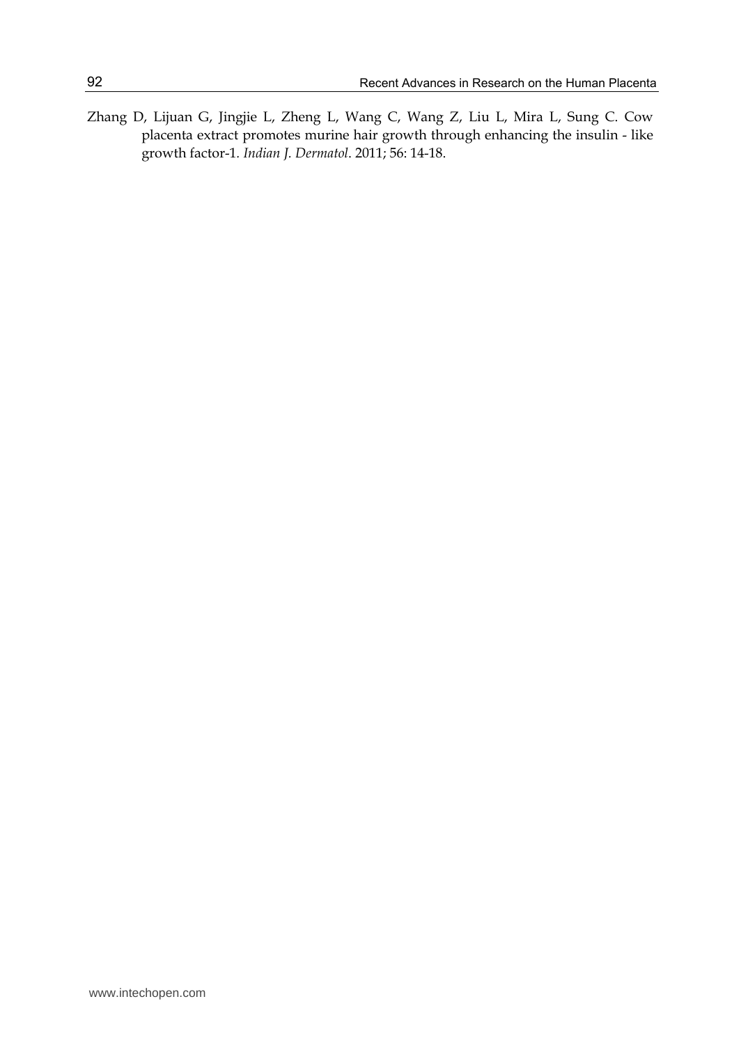Zhang D, Lijuan G, Jingjie L, Zheng L, Wang C, Wang Z, Liu L, Mira L, Sung C. Cow placenta extract promotes murine hair growth through enhancing the insulin - like growth factor-1. *Indian J. Dermatol*. 2011; 56: 14-18.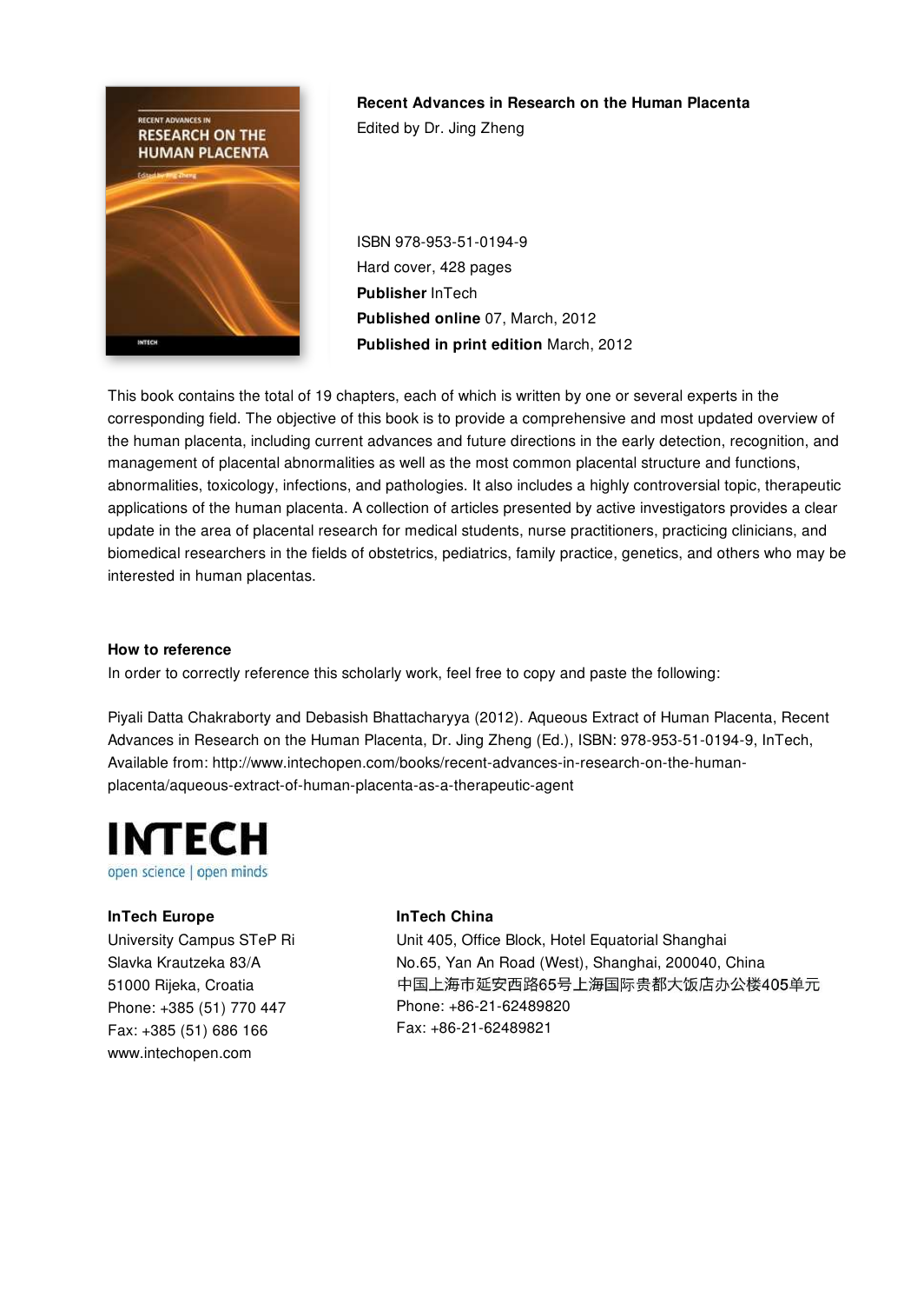**Recent Advances in Research on the Human Placenta**
Edited by Dr. Jing Zheng

ISBN 978-953-51-0194-9
Hard cover, 428 pages
**Publisher** InTech
**Published online** 07, March, 2012
**Published in print edition** March, 2012

This book contains the total of 19 chapters, each of which is written by one or several experts in the corresponding field. The objective of this book is to provide a comprehensive and most updated overview of the human placenta, including current advances and future directions in the early detection, recognition, and management of placental abnormalities as well as the most common placental structure and functions, abnormalities, toxicology, infections, and pathologies. It also includes a highly controversial topic, therapeutic applications of the human placenta. A collection of articles presented by active investigators provides a clear update in the area of placental research for medical students, nurse practitioners, practicing clinicians, and biomedical researchers in the fields of obstetrics, pediatrics, family practice, genetics, and others who may be interested in human placentas.

**How to reference**

In order to correctly reference this scholarly work, feel free to copy and paste the following:

Piyali Datta Chakraborty and Debasish Bhattacharyya (2012). Aqueous Extract of Human Placenta, Recent Advances in Research on the Human Placenta, Dr. Jing Zheng (Ed.), ISBN: 978-953-51-0194-9, InTech, Available from: http://www.intechopen.com/books/recent-advances-in-research-on-the-human-placenta/aqueous-extract-of-human-placenta-as-a-therapeutic-agent

INTECH
open science | open minds

**InTech Europe**
University Campus STeP Ri
Slavka Krautzeka 83/A
51000 Rijeka, Croatia
Phone: +385 (51) 770 447
Fax: +385 (51) 686 166
www.intechopen.com

**InTech China**
Unit 405, Office Block, Hotel Equatorial Shanghai
No.65, Yan An Road (West), Shanghai, 200040, China
中国上海市延安西路65号上海国际贵都大饭店办公楼405单元
Phone: +86-21-62489820
Fax: +86-21-62489821